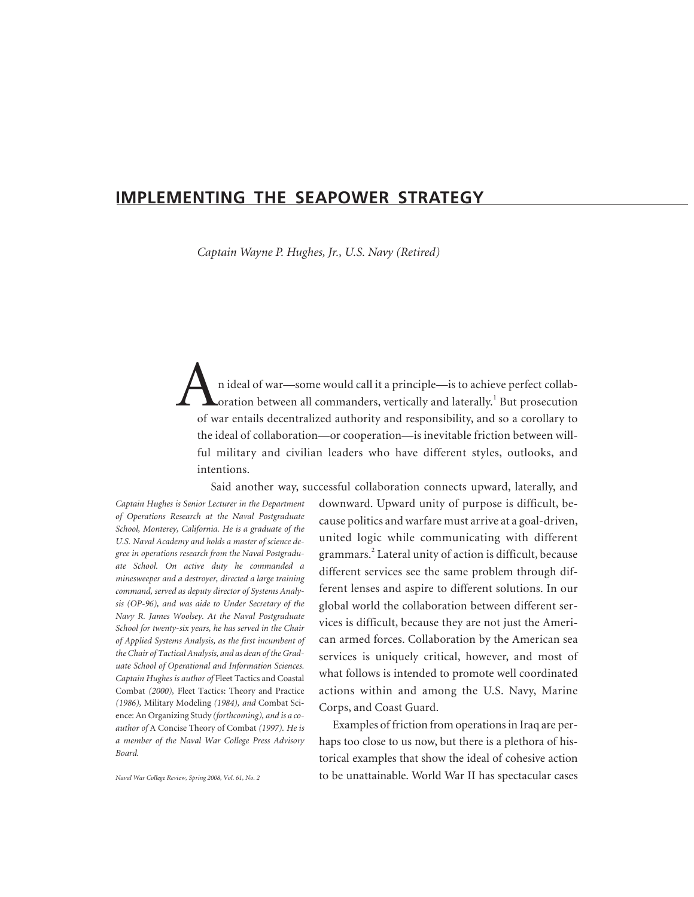# IMPLEMENTING THE SEAPOWER STRATEGY

*Captain Wayne P. Hughes, Jr., U.S. Navy (Retired)*

An ideal of war—some would call it a principle—is to achieve perfect collaboration between all commanders, vertically and laterally.[1] But prosecution of war entails decentralized authority and responsibility, and so a corollary to the ideal of collaboration—or cooperation—is inevitable friction between willful military and civilian leaders who have different styles, outlooks, and intentions.

Said another way, successful collaboration connects upward, laterally, and downward. Upward unity of purpose is difficult, because politics and warfare must arrive at a goal-driven, united logic while communicating with different grammars.[2] Lateral unity of action is difficult, because different services see the same problem through different lenses and aspire to different solutions. In our global world the collaboration between different services is difficult, because they are not just the American armed forces. Collaboration by the American sea services is uniquely critical, however, and most of what follows is intended to promote well coordinated actions within and among the U.S. Navy, Marine Corps, and Coast Guard.

Examples of friction from operations in Iraq are perhaps too close to us now, but there is a plethora of historical examples that show the ideal of cohesive action to be unattainable. World War II has spectacular cases

*Captain Hughes is Senior Lecturer in the Department of Operations Research at the Naval Postgraduate School, Monterey, California. He is a graduate of the U.S. Naval Academy and holds a master of science degree in operations research from the Naval Postgraduate School. On active duty he commanded a minesweeper and a destroyer, directed a large training command, served as deputy director of Systems Analysis (OP-96), and was aide to Under Secretary of the Navy R. James Woolsey. At the Naval Postgraduate School for twenty-six years, he has served in the Chair of Applied Systems Analysis, as the first incumbent of the Chair of Tactical Analysis, and as dean of the Graduate School of Operational and Information Sciences. Captain Hughes is author of* Fleet Tactics and Coastal Combat *(2000),* Fleet Tactics: Theory and Practice *(1986),* Military Modeling *(1984), and* Combat Science: An Organizing Study *(forthcoming), and is a coauthor of* A Concise Theory of Combat *(1997). He is a member of the Naval War College Press Advisory Board.*

*Naval War College Review, Spring 2008, Vol. 61, No. 2*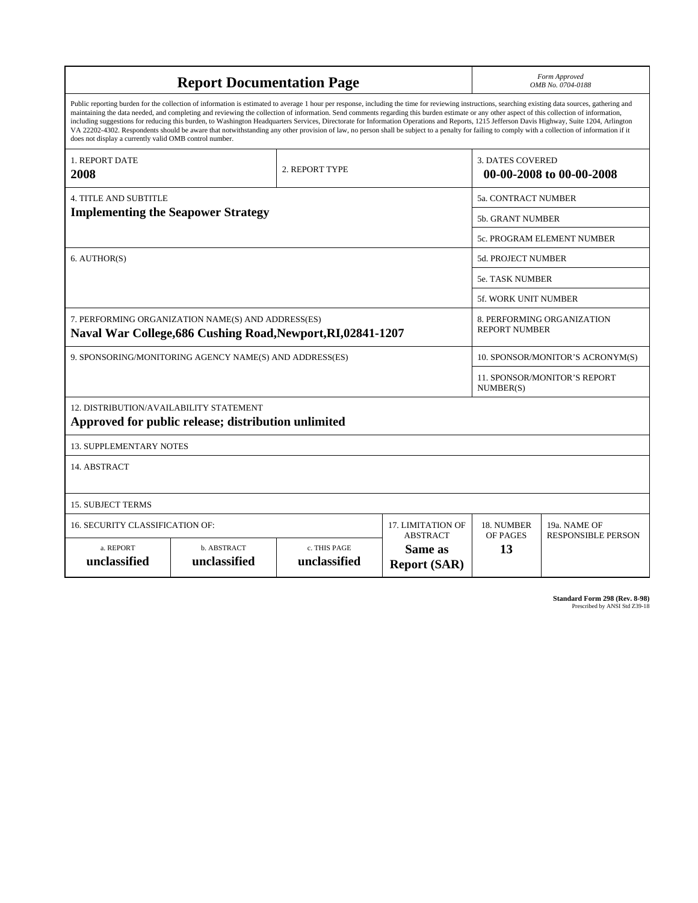# Report Documentation Page

*Form Approved*
*OMB No. 0704-0188*

Public reporting burden for the collection of information is estimated to average 1 hour per response, including the time for reviewing instructions, searching existing data sources, gathering and maintaining the data needed, and completing and reviewing the collection of information. Send comments regarding this burden estimate or any other aspect of this collection of information, including suggestions for reducing this burden, to Washington Headquarters Services, Directorate for Information Operations and Reports, 1215 Jefferson Davis Highway, Suite 1204, Arlington VA 22202-4302. Respondents should be aware that notwithstanding any other provision of law, no person shall be subject to a penalty for failing to comply with a collection of information if it does not display a currently valid OMB control number.

| 1. REPORT DATE | 2. REPORT TYPE | 3. DATES COVERED |
|---|---|---|
| **2008** | | **00-00-2008 to 00-00-2008** |

| 4. TITLE AND SUBTITLE | |
|---|---|
| **Implementing the Seapower Strategy** | 5a. CONTRACT NUMBER |
| | 5b. GRANT NUMBER |
| | 5c. PROGRAM ELEMENT NUMBER |
| 6. AUTHOR(S) | 5d. PROJECT NUMBER |
| | 5e. TASK NUMBER |
| | 5f. WORK UNIT NUMBER |
| 7. PERFORMING ORGANIZATION NAME(S) AND ADDRESS(ES) **Naval War College,686 Cushing Road,Newport,RI,02841-1207** | 8. PERFORMING ORGANIZATION REPORT NUMBER |
| 9. SPONSORING/MONITORING AGENCY NAME(S) AND ADDRESS(ES) | 10. SPONSOR/MONITOR'S ACRONYM(S) |
| | 11. SPONSOR/MONITOR'S REPORT NUMBER(S) |

12. DISTRIBUTION/AVAILABILITY STATEMENT
**Approved for public release; distribution unlimited**

13. SUPPLEMENTARY NOTES

14. ABSTRACT

15. SUBJECT TERMS

| 16. SECURITY CLASSIFICATION OF: | | | 17. LIMITATION OF ABSTRACT | 18. NUMBER OF PAGES | 19a. NAME OF RESPONSIBLE PERSON |
|---|---|---|---|---|---|
| a. REPORT | b. ABSTRACT | c. THIS PAGE | | | |
| **unclassified** | **unclassified** | **unclassified** | **Same as Report (SAR)** | **13** | |

**Standard Form 298 (Rev. 8-98)**
Prescribed by ANSI Std Z39-18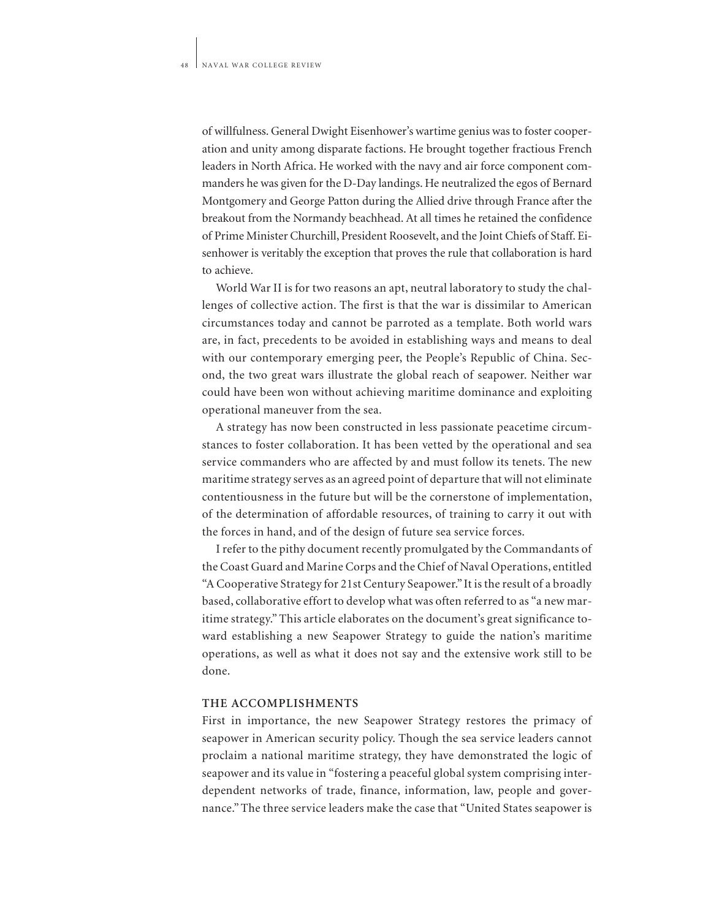of willfulness. General Dwight Eisenhower's wartime genius was to foster cooperation and unity among disparate factions. He brought together fractious French leaders in North Africa. He worked with the navy and air force component commanders he was given for the D-Day landings. He neutralized the egos of Bernard Montgomery and George Patton during the Allied drive through France after the breakout from the Normandy beachhead. At all times he retained the confidence of Prime Minister Churchill, President Roosevelt, and the Joint Chiefs of Staff. Eisenhower is veritably the exception that proves the rule that collaboration is hard to achieve.

World War II is for two reasons an apt, neutral laboratory to study the challenges of collective action. The first is that the war is dissimilar to American circumstances today and cannot be parroted as a template. Both world wars are, in fact, precedents to be avoided in establishing ways and means to deal with our contemporary emerging peer, the People's Republic of China. Second, the two great wars illustrate the global reach of seapower. Neither war could have been won without achieving maritime dominance and exploiting operational maneuver from the sea.

A strategy has now been constructed in less passionate peacetime circumstances to foster collaboration. It has been vetted by the operational and sea service commanders who are affected by and must follow its tenets. The new maritime strategy serves as an agreed point of departure that will not eliminate contentiousness in the future but will be the cornerstone of implementation, of the determination of affordable resources, of training to carry it out with the forces in hand, and of the design of future sea service forces.

I refer to the pithy document recently promulgated by the Commandants of the Coast Guard and Marine Corps and the Chief of Naval Operations, entitled "A Cooperative Strategy for 21st Century Seapower." It is the result of a broadly based, collaborative effort to develop what was often referred to as "a new maritime strategy." This article elaborates on the document's great significance toward establishing a new Seapower Strategy to guide the nation's maritime operations, as well as what it does not say and the extensive work still to be done.

## THE ACCOMPLISHMENTS

First in importance, the new Seapower Strategy restores the primacy of seapower in American security policy. Though the sea service leaders cannot proclaim a national maritime strategy, they have demonstrated the logic of seapower and its value in "fostering a peaceful global system comprising interdependent networks of trade, finance, information, law, people and governance." The three service leaders make the case that "United States seapower is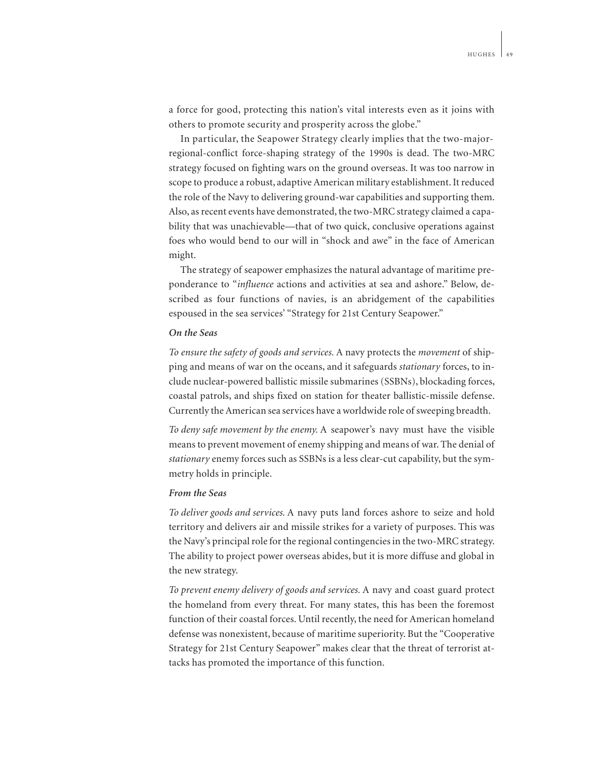a force for good, protecting this nation's vital interests even as it joins with others to promote security and prosperity across the globe."

In particular, the Seapower Strategy clearly implies that the two-major-regional-conflict force-shaping strategy of the 1990s is dead. The two-MRC strategy focused on fighting wars on the ground overseas. It was too narrow in scope to produce a robust, adaptive American military establishment. It reduced the role of the Navy to delivering ground-war capabilities and supporting them. Also, as recent events have demonstrated, the two-MRC strategy claimed a capability that was unachievable—that of two quick, conclusive operations against foes who would bend to our will in "shock and awe" in the face of American might.

The strategy of seapower emphasizes the natural advantage of maritime preponderance to "*influence* actions and activities at sea and ashore." Below, described as four functions of navies, is an abridgement of the capabilities espoused in the sea services' "Strategy for 21st Century Seapower."

***On the Seas***

*To ensure the safety of goods and services.* A navy protects the *movement* of shipping and means of war on the oceans, and it safeguards *stationary* forces, to include nuclear-powered ballistic missile submarines (SSBNs), blockading forces, coastal patrols, and ships fixed on station for theater ballistic-missile defense. Currently the American sea services have a worldwide role of sweeping breadth.

*To deny safe movement by the enemy.* A seapower's navy must have the visible means to prevent movement of enemy shipping and means of war. The denial of *stationary* enemy forces such as SSBNs is a less clear-cut capability, but the symmetry holds in principle.

***From the Seas***

*To deliver goods and services.* A navy puts land forces ashore to seize and hold territory and delivers air and missile strikes for a variety of purposes. This was the Navy's principal role for the regional contingencies in the two-MRC strategy. The ability to project power overseas abides, but it is more diffuse and global in the new strategy.

*To prevent enemy delivery of goods and services.* A navy and coast guard protect the homeland from every threat. For many states, this has been the foremost function of their coastal forces. Until recently, the need for American homeland defense was nonexistent, because of maritime superiority. But the "Cooperative Strategy for 21st Century Seapower" makes clear that the threat of terrorist attacks has promoted the importance of this function.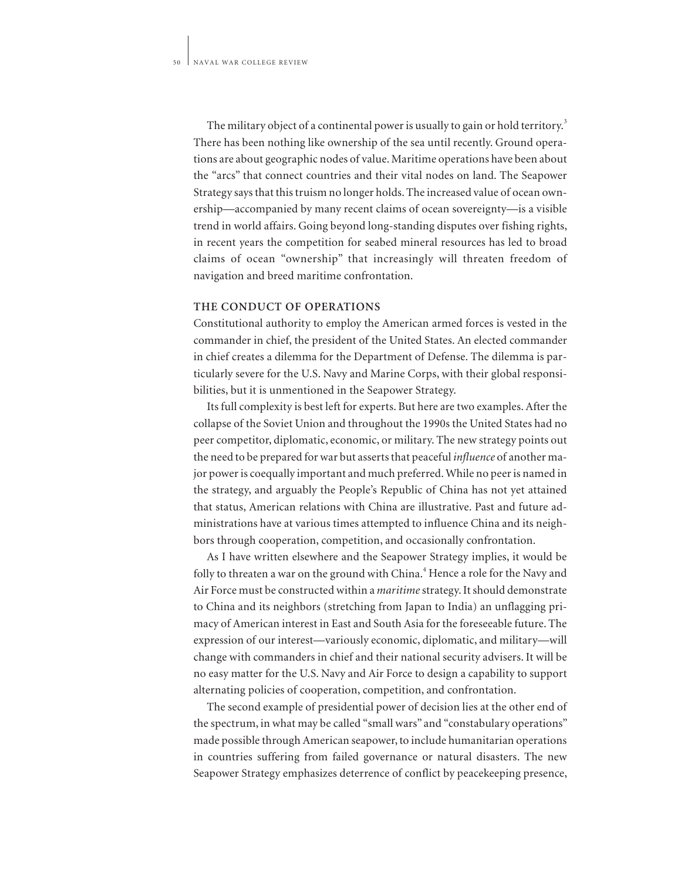The military object of a continental power is usually to gain or hold territory.[3] There has been nothing like ownership of the sea until recently. Ground operations are about geographic nodes of value. Maritime operations have been about the "arcs" that connect countries and their vital nodes on land. The Seapower Strategy says that this truism no longer holds. The increased value of ocean ownership—accompanied by many recent claims of ocean sovereignty—is a visible trend in world affairs. Going beyond long-standing disputes over fishing rights, in recent years the competition for seabed mineral resources has led to broad claims of ocean "ownership" that increasingly will threaten freedom of navigation and breed maritime confrontation.

## THE CONDUCT OF OPERATIONS

Constitutional authority to employ the American armed forces is vested in the commander in chief, the president of the United States. An elected commander in chief creates a dilemma for the Department of Defense. The dilemma is particularly severe for the U.S. Navy and Marine Corps, with their global responsibilities, but it is unmentioned in the Seapower Strategy.

Its full complexity is best left for experts. But here are two examples. After the collapse of the Soviet Union and throughout the 1990s the United States had no peer competitor, diplomatic, economic, or military. The new strategy points out the need to be prepared for war but asserts that peaceful *influence* of another major power is coequally important and much preferred. While no peer is named in the strategy, and arguably the People's Republic of China has not yet attained that status, American relations with China are illustrative. Past and future administrations have at various times attempted to influence China and its neighbors through cooperation, competition, and occasionally confrontation.

As I have written elsewhere and the Seapower Strategy implies, it would be folly to threaten a war on the ground with China.[4] Hence a role for the Navy and Air Force must be constructed within a *maritime* strategy. It should demonstrate to China and its neighbors (stretching from Japan to India) an unflagging primacy of American interest in East and South Asia for the foreseeable future. The expression of our interest—variously economic, diplomatic, and military—will change with commanders in chief and their national security advisers. It will be no easy matter for the U.S. Navy and Air Force to design a capability to support alternating policies of cooperation, competition, and confrontation.

The second example of presidential power of decision lies at the other end of the spectrum, in what may be called "small wars" and "constabulary operations" made possible through American seapower, to include humanitarian operations in countries suffering from failed governance or natural disasters. The new Seapower Strategy emphasizes deterrence of conflict by peacekeeping presence,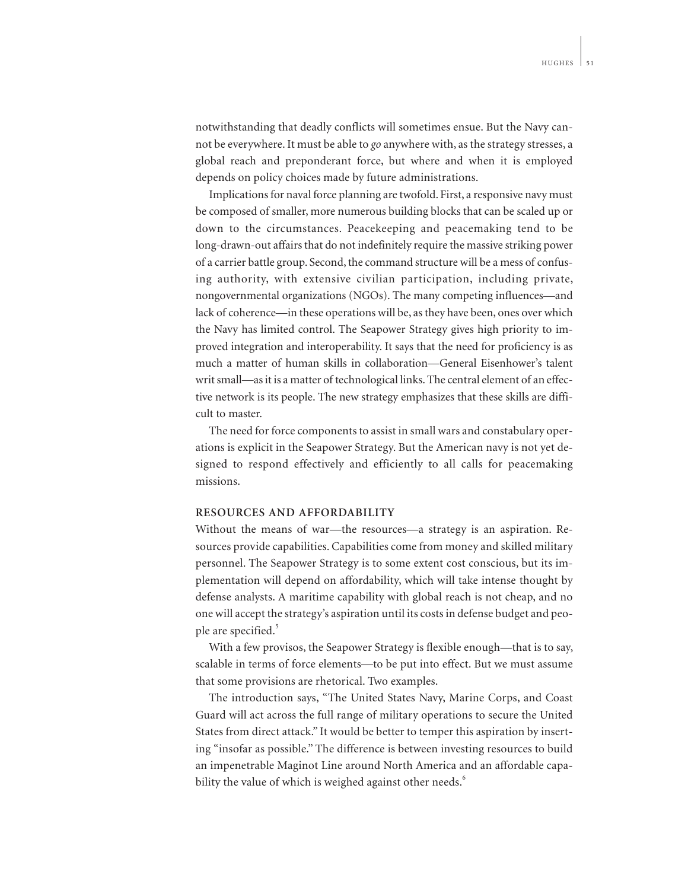notwithstanding that deadly conflicts will sometimes ensue. But the Navy cannot be everywhere. It must be able to *go* anywhere with, as the strategy stresses, a global reach and preponderant force, but where and when it is employed depends on policy choices made by future administrations.

Implications for naval force planning are twofold. First, a responsive navy must be composed of smaller, more numerous building blocks that can be scaled up or down to the circumstances. Peacekeeping and peacemaking tend to be long-drawn-out affairs that do not indefinitely require the massive striking power of a carrier battle group. Second, the command structure will be a mess of confusing authority, with extensive civilian participation, including private, nongovernmental organizations (NGOs). The many competing influences—and lack of coherence—in these operations will be, as they have been, ones over which the Navy has limited control. The Seapower Strategy gives high priority to improved integration and interoperability. It says that the need for proficiency is as much a matter of human skills in collaboration—General Eisenhower's talent writ small—as it is a matter of technological links. The central element of an effective network is its people. The new strategy emphasizes that these skills are difficult to master.

The need for force components to assist in small wars and constabulary operations is explicit in the Seapower Strategy. But the American navy is not yet designed to respond effectively and efficiently to all calls for peacemaking missions.

## RESOURCES AND AFFORDABILITY

Without the means of war—the resources—a strategy is an aspiration. Resources provide capabilities. Capabilities come from money and skilled military personnel. The Seapower Strategy is to some extent cost conscious, but its implementation will depend on affordability, which will take intense thought by defense analysts. A maritime capability with global reach is not cheap, and no one will accept the strategy's aspiration until its costs in defense budget and people are specified.[5]

With a few provisos, the Seapower Strategy is flexible enough—that is to say, scalable in terms of force elements—to be put into effect. But we must assume that some provisions are rhetorical. Two examples.

The introduction says, "The United States Navy, Marine Corps, and Coast Guard will act across the full range of military operations to secure the United States from direct attack." It would be better to temper this aspiration by inserting "insofar as possible." The difference is between investing resources to build an impenetrable Maginot Line around North America and an affordable capability the value of which is weighed against other needs.[6]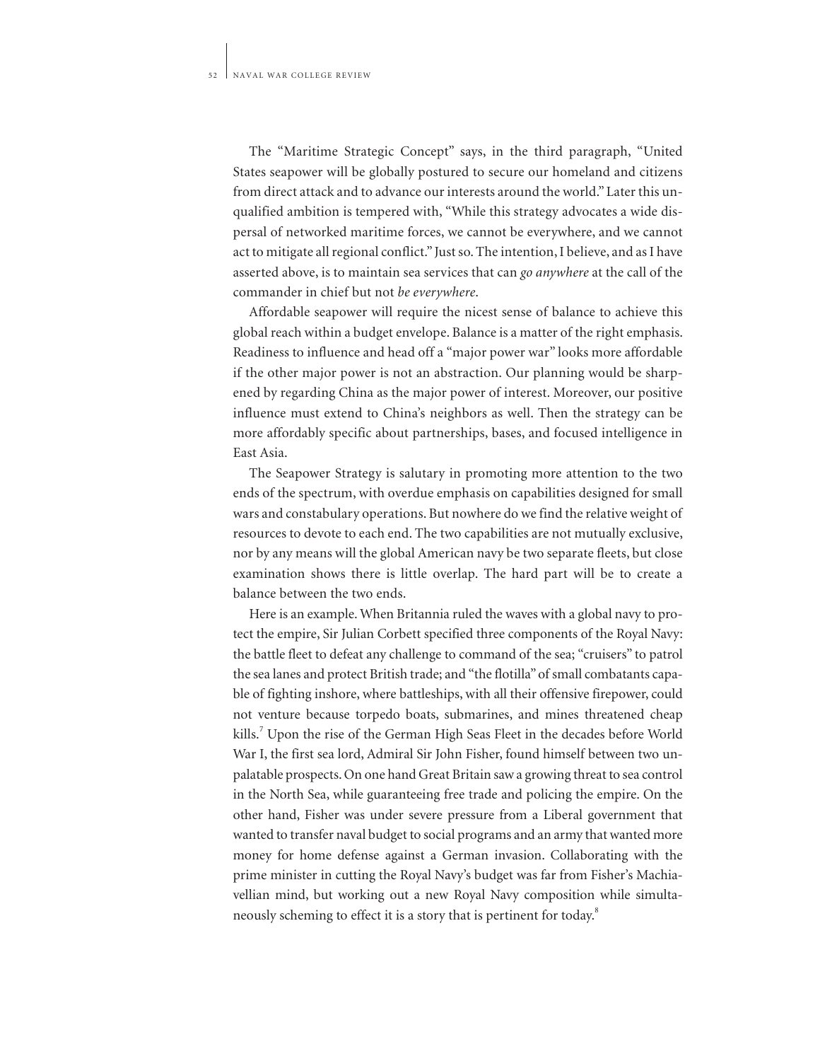The "Maritime Strategic Concept" says, in the third paragraph, "United States seapower will be globally postured to secure our homeland and citizens from direct attack and to advance our interests around the world." Later this unqualified ambition is tempered with, "While this strategy advocates a wide dispersal of networked maritime forces, we cannot be everywhere, and we cannot act to mitigate all regional conflict." Just so. The intention, I believe, and as I have asserted above, is to maintain sea services that can *go anywhere* at the call of the commander in chief but not *be everywhere*.

Affordable seapower will require the nicest sense of balance to achieve this global reach within a budget envelope. Balance is a matter of the right emphasis. Readiness to influence and head off a "major power war" looks more affordable if the other major power is not an abstraction. Our planning would be sharpened by regarding China as the major power of interest. Moreover, our positive influence must extend to China's neighbors as well. Then the strategy can be more affordably specific about partnerships, bases, and focused intelligence in East Asia.

The Seapower Strategy is salutary in promoting more attention to the two ends of the spectrum, with overdue emphasis on capabilities designed for small wars and constabulary operations. But nowhere do we find the relative weight of resources to devote to each end. The two capabilities are not mutually exclusive, nor by any means will the global American navy be two separate fleets, but close examination shows there is little overlap. The hard part will be to create a balance between the two ends.

Here is an example. When Britannia ruled the waves with a global navy to protect the empire, Sir Julian Corbett specified three components of the Royal Navy: the battle fleet to defeat any challenge to command of the sea; "cruisers" to patrol the sea lanes and protect British trade; and "the flotilla" of small combatants capable of fighting inshore, where battleships, with all their offensive firepower, could not venture because torpedo boats, submarines, and mines threatened cheap kills.[7] Upon the rise of the German High Seas Fleet in the decades before World War I, the first sea lord, Admiral Sir John Fisher, found himself between two unpalatable prospects. On one hand Great Britain saw a growing threat to sea control in the North Sea, while guaranteeing free trade and policing the empire. On the other hand, Fisher was under severe pressure from a Liberal government that wanted to transfer naval budget to social programs and an army that wanted more money for home defense against a German invasion. Collaborating with the prime minister in cutting the Royal Navy's budget was far from Fisher's Machiavellian mind, but working out a new Royal Navy composition while simultaneously scheming to effect it is a story that is pertinent for today.[8]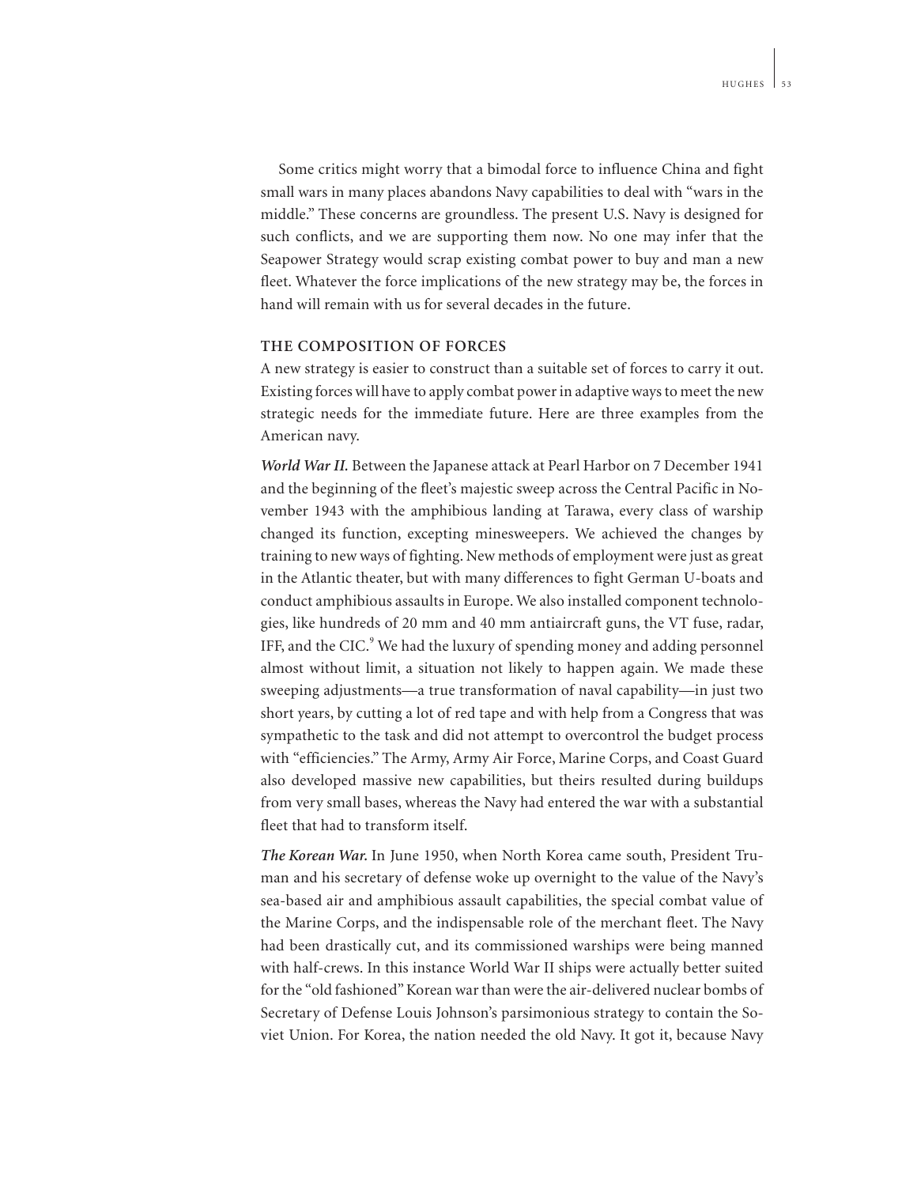Some critics might worry that a bimodal force to influence China and fight small wars in many places abandons Navy capabilities to deal with "wars in the middle." These concerns are groundless. The present U.S. Navy is designed for such conflicts, and we are supporting them now. No one may infer that the Seapower Strategy would scrap existing combat power to buy and man a new fleet. Whatever the force implications of the new strategy may be, the forces in hand will remain with us for several decades in the future.

## THE COMPOSITION OF FORCES

A new strategy is easier to construct than a suitable set of forces to carry it out. Existing forces will have to apply combat power in adaptive ways to meet the new strategic needs for the immediate future. Here are three examples from the American navy.

***World War II.*** Between the Japanese attack at Pearl Harbor on 7 December 1941 and the beginning of the fleet's majestic sweep across the Central Pacific in November 1943 with the amphibious landing at Tarawa, every class of warship changed its function, excepting minesweepers. We achieved the changes by training to new ways of fighting. New methods of employment were just as great in the Atlantic theater, but with many differences to fight German U-boats and conduct amphibious assaults in Europe. We also installed component technologies, like hundreds of 20 mm and 40 mm antiaircraft guns, the VT fuse, radar, IFF, and the CIC.[9] We had the luxury of spending money and adding personnel almost without limit, a situation not likely to happen again. We made these sweeping adjustments—a true transformation of naval capability—in just two short years, by cutting a lot of red tape and with help from a Congress that was sympathetic to the task and did not attempt to overcontrol the budget process with "efficiencies." The Army, Army Air Force, Marine Corps, and Coast Guard also developed massive new capabilities, but theirs resulted during buildups from very small bases, whereas the Navy had entered the war with a substantial fleet that had to transform itself.

***The Korean War.*** In June 1950, when North Korea came south, President Truman and his secretary of defense woke up overnight to the value of the Navy's sea-based air and amphibious assault capabilities, the special combat value of the Marine Corps, and the indispensable role of the merchant fleet. The Navy had been drastically cut, and its commissioned warships were being manned with half-crews. In this instance World War II ships were actually better suited for the "old fashioned" Korean war than were the air-delivered nuclear bombs of Secretary of Defense Louis Johnson's parsimonious strategy to contain the Soviet Union. For Korea, the nation needed the old Navy. It got it, because Navy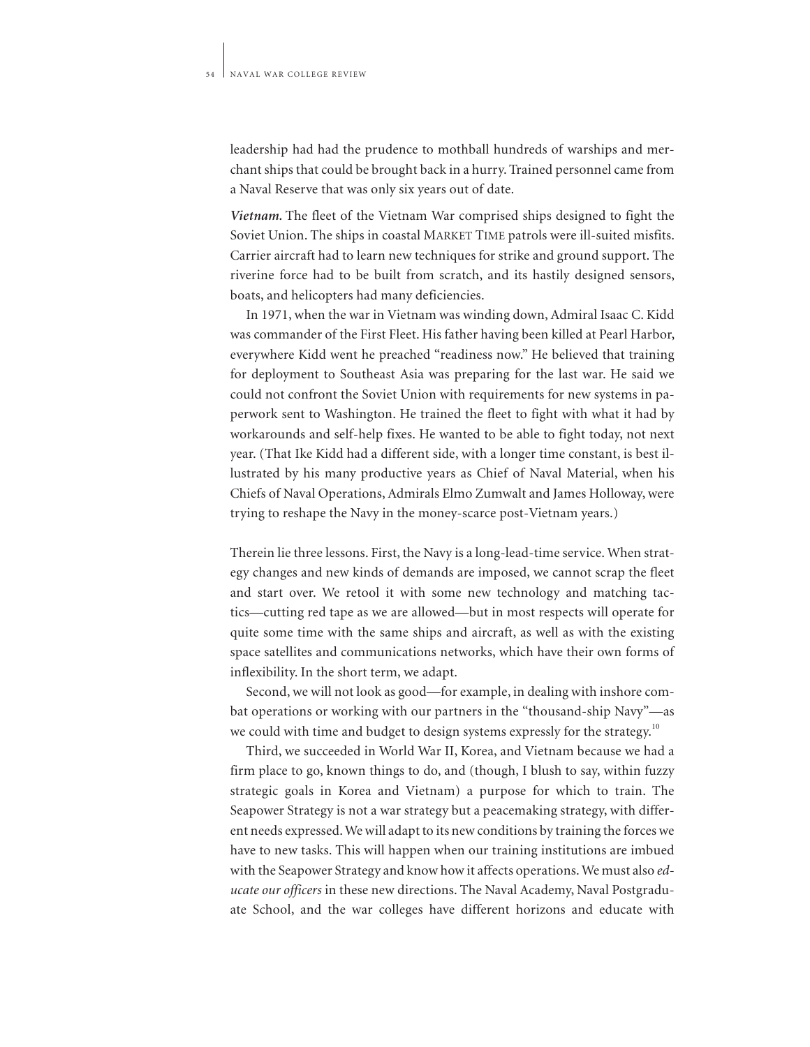leadership had had the prudence to mothball hundreds of warships and merchant ships that could be brought back in a hurry. Trained personnel came from a Naval Reserve that was only six years out of date.

***Vietnam.*** The fleet of the Vietnam War comprised ships designed to fight the Soviet Union. The ships in coastal MARKET TIME patrols were ill-suited misfits. Carrier aircraft had to learn new techniques for strike and ground support. The riverine force had to be built from scratch, and its hastily designed sensors, boats, and helicopters had many deficiencies.

In 1971, when the war in Vietnam was winding down, Admiral Isaac C. Kidd was commander of the First Fleet. His father having been killed at Pearl Harbor, everywhere Kidd went he preached "readiness now." He believed that training for deployment to Southeast Asia was preparing for the last war. He said we could not confront the Soviet Union with requirements for new systems in paperwork sent to Washington. He trained the fleet to fight with what it had by workarounds and self-help fixes. He wanted to be able to fight today, not next year. (That Ike Kidd had a different side, with a longer time constant, is best illustrated by his many productive years as Chief of Naval Material, when his Chiefs of Naval Operations, Admirals Elmo Zumwalt and James Holloway, were trying to reshape the Navy in the money-scarce post-Vietnam years.)

Therein lie three lessons. First, the Navy is a long-lead-time service. When strategy changes and new kinds of demands are imposed, we cannot scrap the fleet and start over. We retool it with some new technology and matching tactics—cutting red tape as we are allowed—but in most respects will operate for quite some time with the same ships and aircraft, as well as with the existing space satellites and communications networks, which have their own forms of inflexibility. In the short term, we adapt.

Second, we will not look as good—for example, in dealing with inshore combat operations or working with our partners in the "thousand-ship Navy"—as we could with time and budget to design systems expressly for the strategy.[10]

Third, we succeeded in World War II, Korea, and Vietnam because we had a firm place to go, known things to do, and (though, I blush to say, within fuzzy strategic goals in Korea and Vietnam) a purpose for which to train. The Seapower Strategy is not a war strategy but a peacemaking strategy, with different needs expressed. We will adapt to its new conditions by training the forces we have to new tasks. This will happen when our training institutions are imbued with the Seapower Strategy and know how it affects operations. We must also *educate our officers* in these new directions. The Naval Academy, Naval Postgraduate School, and the war colleges have different horizons and educate with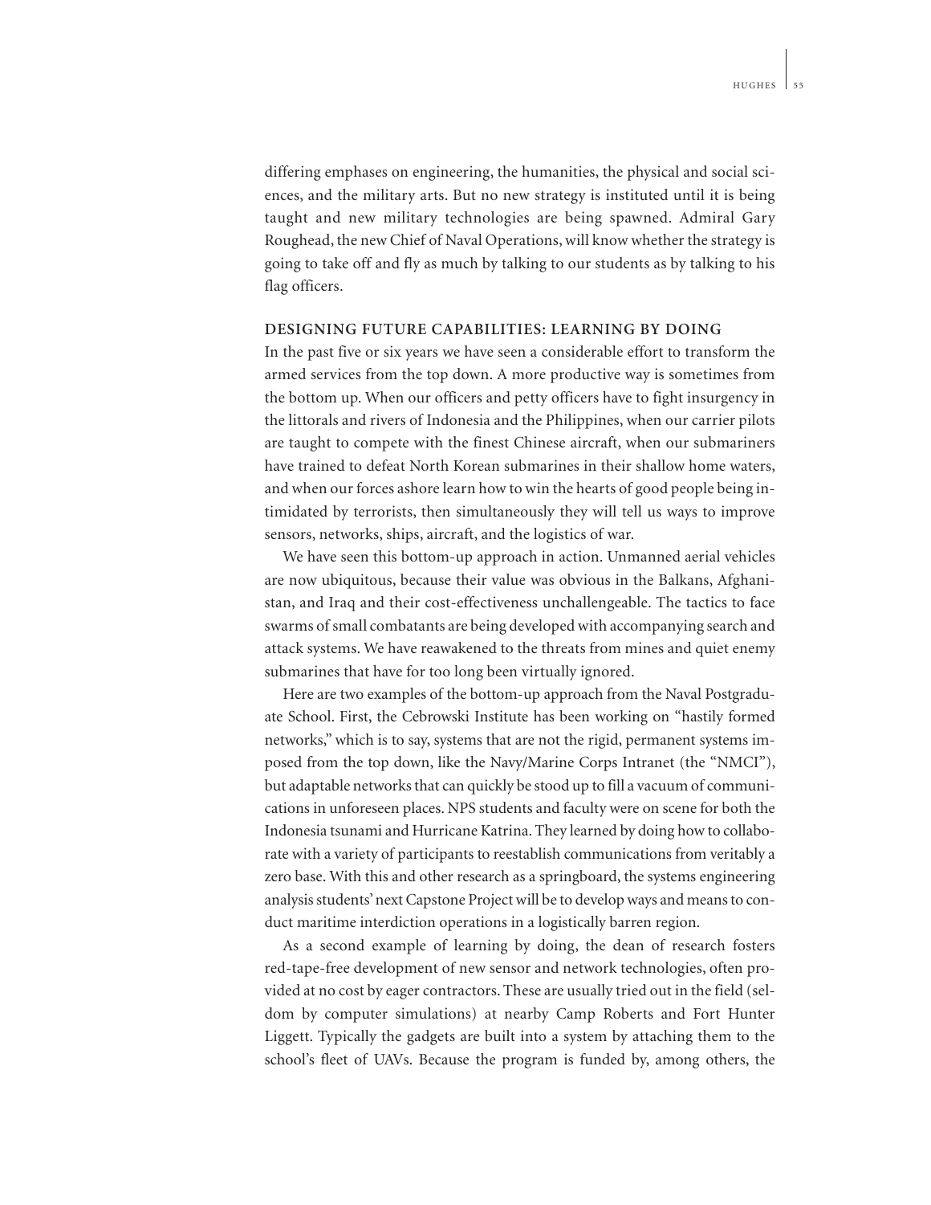differing emphases on engineering, the humanities, the physical and social sciences, and the military arts. But no new strategy is instituted until it is being taught and new military technologies are being spawned. Admiral Gary Roughead, the new Chief of Naval Operations, will know whether the strategy is going to take off and fly as much by talking to our students as by talking to his flag officers.

## DESIGNING FUTURE CAPABILITIES: LEARNING BY DOING

In the past five or six years we have seen a considerable effort to transform the armed services from the top down. A more productive way is sometimes from the bottom up. When our officers and petty officers have to fight insurgency in the littorals and rivers of Indonesia and the Philippines, when our carrier pilots are taught to compete with the finest Chinese aircraft, when our submariners have trained to defeat North Korean submarines in their shallow home waters, and when our forces ashore learn how to win the hearts of good people being intimidated by terrorists, then simultaneously they will tell us ways to improve sensors, networks, ships, aircraft, and the logistics of war.

We have seen this bottom-up approach in action. Unmanned aerial vehicles are now ubiquitous, because their value was obvious in the Balkans, Afghanistan, and Iraq and their cost-effectiveness unchallengeable. The tactics to face swarms of small combatants are being developed with accompanying search and attack systems. We have reawakened to the threats from mines and quiet enemy submarines that have for too long been virtually ignored.

Here are two examples of the bottom-up approach from the Naval Postgraduate School. First, the Cebrowski Institute has been working on "hastily formed networks," which is to say, systems that are not the rigid, permanent systems imposed from the top down, like the Navy/Marine Corps Intranet (the "NMCI"), but adaptable networks that can quickly be stood up to fill a vacuum of communications in unforeseen places. NPS students and faculty were on scene for both the Indonesia tsunami and Hurricane Katrina. They learned by doing how to collaborate with a variety of participants to reestablish communications from veritably a zero base. With this and other research as a springboard, the systems engineering analysis students' next Capstone Project will be to develop ways and means to conduct maritime interdiction operations in a logistically barren region.

As a second example of learning by doing, the dean of research fosters red-tape-free development of new sensor and network technologies, often provided at no cost by eager contractors. These are usually tried out in the field (seldom by computer simulations) at nearby Camp Roberts and Fort Hunter Liggett. Typically the gadgets are built into a system by attaching them to the school's fleet of UAVs. Because the program is funded by, among others, the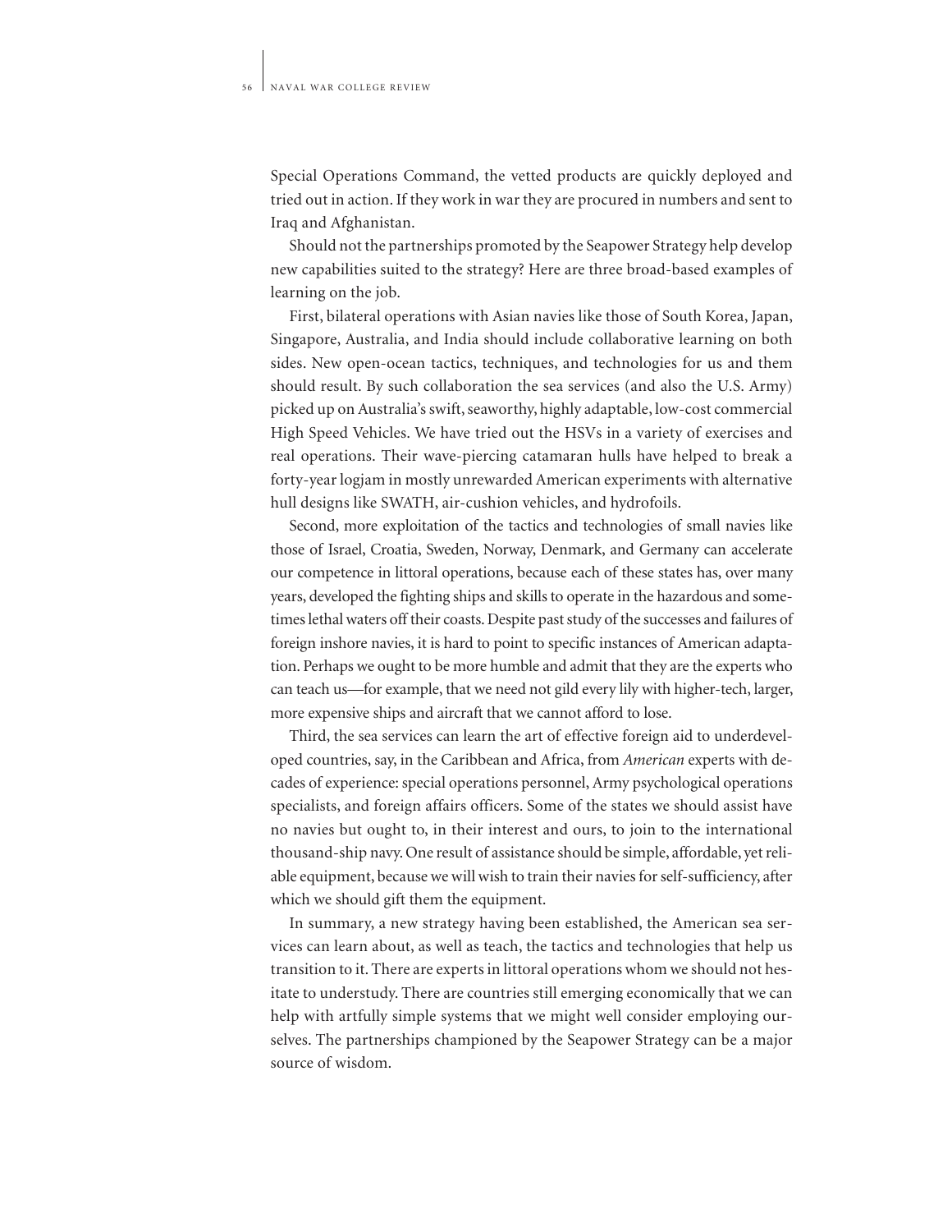Special Operations Command, the vetted products are quickly deployed and tried out in action. If they work in war they are procured in numbers and sent to Iraq and Afghanistan.

Should not the partnerships promoted by the Seapower Strategy help develop new capabilities suited to the strategy? Here are three broad-based examples of learning on the job.

First, bilateral operations with Asian navies like those of South Korea, Japan, Singapore, Australia, and India should include collaborative learning on both sides. New open-ocean tactics, techniques, and technologies for us and them should result. By such collaboration the sea services (and also the U.S. Army) picked up on Australia's swift, seaworthy, highly adaptable, low-cost commercial High Speed Vehicles. We have tried out the HSVs in a variety of exercises and real operations. Their wave-piercing catamaran hulls have helped to break a forty-year logjam in mostly unrewarded American experiments with alternative hull designs like SWATH, air-cushion vehicles, and hydrofoils.

Second, more exploitation of the tactics and technologies of small navies like those of Israel, Croatia, Sweden, Norway, Denmark, and Germany can accelerate our competence in littoral operations, because each of these states has, over many years, developed the fighting ships and skills to operate in the hazardous and sometimes lethal waters off their coasts. Despite past study of the successes and failures of foreign inshore navies, it is hard to point to specific instances of American adaptation. Perhaps we ought to be more humble and admit that they are the experts who can teach us—for example, that we need not gild every lily with higher-tech, larger, more expensive ships and aircraft that we cannot afford to lose.

Third, the sea services can learn the art of effective foreign aid to underdeveloped countries, say, in the Caribbean and Africa, from *American* experts with decades of experience: special operations personnel, Army psychological operations specialists, and foreign affairs officers. Some of the states we should assist have no navies but ought to, in their interest and ours, to join to the international thousand-ship navy. One result of assistance should be simple, affordable, yet reliable equipment, because we will wish to train their navies for self-sufficiency, after which we should gift them the equipment.

In summary, a new strategy having been established, the American sea services can learn about, as well as teach, the tactics and technologies that help us transition to it. There are experts in littoral operations whom we should not hesitate to understudy. There are countries still emerging economically that we can help with artfully simple systems that we might well consider employing ourselves. The partnerships championed by the Seapower Strategy can be a major source of wisdom.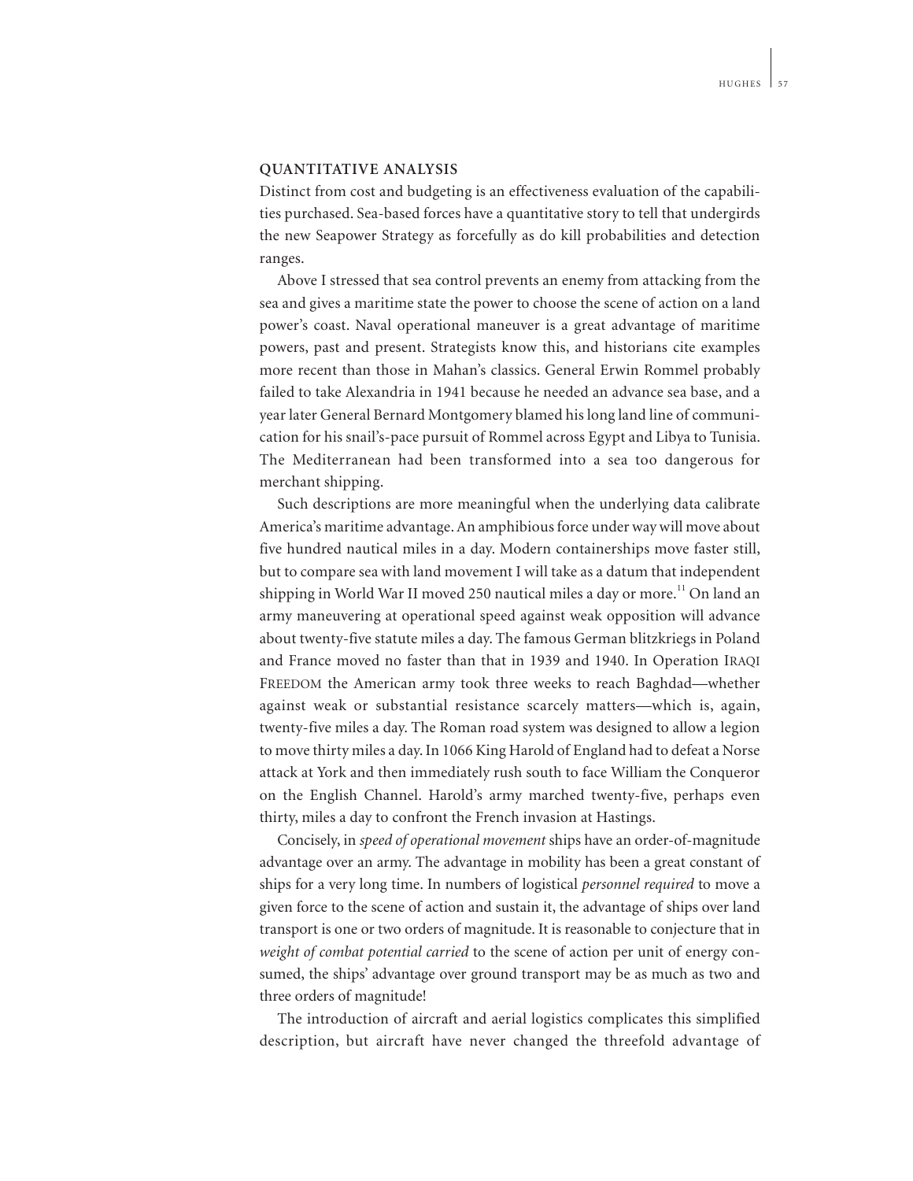## QUANTITATIVE ANALYSIS

Distinct from cost and budgeting is an effectiveness evaluation of the capabilities purchased. Sea-based forces have a quantitative story to tell that undergirds the new Seapower Strategy as forcefully as do kill probabilities and detection ranges.

Above I stressed that sea control prevents an enemy from attacking from the sea and gives a maritime state the power to choose the scene of action on a land power's coast. Naval operational maneuver is a great advantage of maritime powers, past and present. Strategists know this, and historians cite examples more recent than those in Mahan's classics. General Erwin Rommel probably failed to take Alexandria in 1941 because he needed an advance sea base, and a year later General Bernard Montgomery blamed his long land line of communication for his snail's-pace pursuit of Rommel across Egypt and Libya to Tunisia. The Mediterranean had been transformed into a sea too dangerous for merchant shipping.

Such descriptions are more meaningful when the underlying data calibrate America's maritime advantage. An amphibious force under way will move about five hundred nautical miles in a day. Modern containerships move faster still, but to compare sea with land movement I will take as a datum that independent shipping in World War II moved 250 nautical miles a day or more.[11] On land an army maneuvering at operational speed against weak opposition will advance about twenty-five statute miles a day. The famous German blitzkriegs in Poland and France moved no faster than that in 1939 and 1940. In Operation IRAQI FREEDOM the American army took three weeks to reach Baghdad—whether against weak or substantial resistance scarcely matters—which is, again, twenty-five miles a day. The Roman road system was designed to allow a legion to move thirty miles a day. In 1066 King Harold of England had to defeat a Norse attack at York and then immediately rush south to face William the Conqueror on the English Channel. Harold's army marched twenty-five, perhaps even thirty, miles a day to confront the French invasion at Hastings.

Concisely, in *speed of operational movement* ships have an order-of-magnitude advantage over an army. The advantage in mobility has been a great constant of ships for a very long time. In numbers of logistical *personnel required* to move a given force to the scene of action and sustain it, the advantage of ships over land transport is one or two orders of magnitude. It is reasonable to conjecture that in *weight of combat potential carried* to the scene of action per unit of energy consumed, the ships' advantage over ground transport may be as much as two and three orders of magnitude!

The introduction of aircraft and aerial logistics complicates this simplified description, but aircraft have never changed the threefold advantage of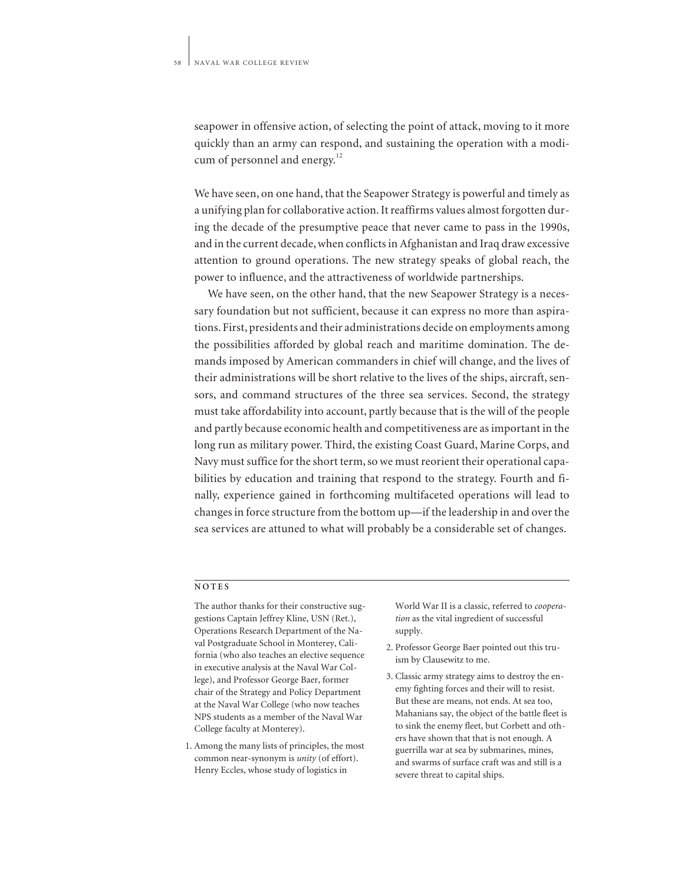seapower in offensive action, of selecting the point of attack, moving to it more quickly than an army can respond, and sustaining the operation with a modicum of personnel and energy.[12]

We have seen, on one hand, that the Seapower Strategy is powerful and timely as a unifying plan for collaborative action. It reaffirms values almost forgotten during the decade of the presumptive peace that never came to pass in the 1990s, and in the current decade, when conflicts in Afghanistan and Iraq draw excessive attention to ground operations. The new strategy speaks of global reach, the power to influence, and the attractiveness of worldwide partnerships.

We have seen, on the other hand, that the new Seapower Strategy is a necessary foundation but not sufficient, because it can express no more than aspirations. First, presidents and their administrations decide on employments among the possibilities afforded by global reach and maritime domination. The demands imposed by American commanders in chief will change, and the lives of their administrations will be short relative to the lives of the ships, aircraft, sensors, and command structures of the three sea services. Second, the strategy must take affordability into account, partly because that is the will of the people and partly because economic health and competitiveness are as important in the long run as military power. Third, the existing Coast Guard, Marine Corps, and Navy must suffice for the short term, so we must reorient their operational capabilities by education and training that respond to the strategy. Fourth and finally, experience gained in forthcoming multifaceted operations will lead to changes in force structure from the bottom up—if the leadership in and over the sea services are attuned to what will probably be a considerable set of changes.

## NOTES

The author thanks for their constructive suggestions Captain Jeffrey Kline, USN (Ret.), Operations Research Department of the Naval Postgraduate School in Monterey, California (who also teaches an elective sequence in executive analysis at the Naval War College), and Professor George Baer, former chair of the Strategy and Policy Department at the Naval War College (who now teaches NPS students as a member of the Naval War College faculty at Monterey).

1. Among the many lists of principles, the most common near-synonym is *unity* (of effort). Henry Eccles, whose study of logistics in World War II is a classic, referred to *cooperation* as the vital ingredient of successful supply.
2. Professor George Baer pointed out this truism by Clausewitz to me.
3. Classic army strategy aims to destroy the enemy fighting forces and their will to resist. But these are means, not ends. At sea too, Mahanians say, the object of the battle fleet is to sink the enemy fleet, but Corbett and others have shown that that is not enough. A guerrilla war at sea by submarines, mines, and swarms of surface craft was and still is a severe threat to capital ships.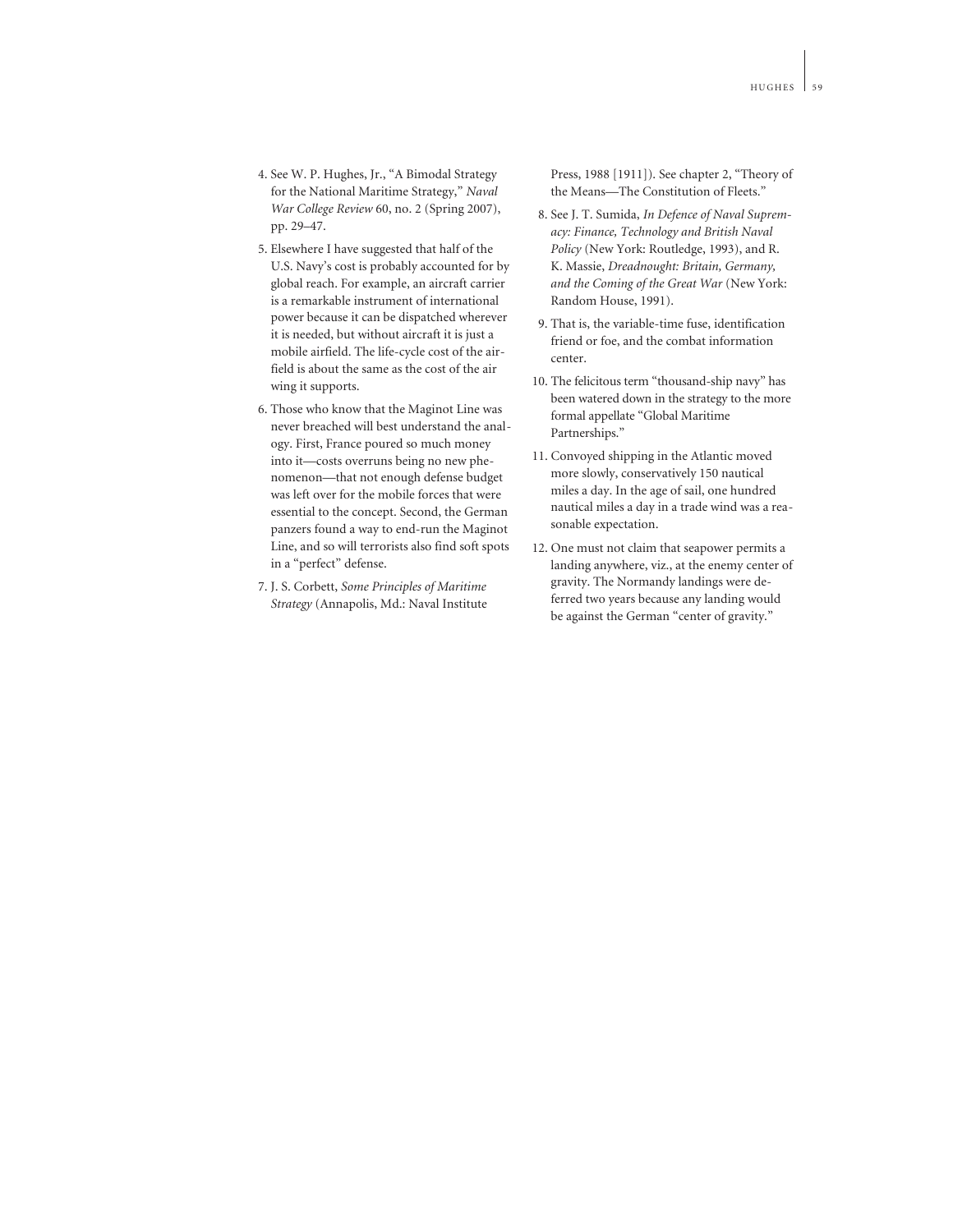4. See W. P. Hughes, Jr., "A Bimodal Strategy for the National Maritime Strategy," *Naval War College Review* 60, no. 2 (Spring 2007), pp. 29–47.

5. Elsewhere I have suggested that half of the U.S. Navy's cost is probably accounted for by global reach. For example, an aircraft carrier is a remarkable instrument of international power because it can be dispatched wherever it is needed, but without aircraft it is just a mobile airfield. The life-cycle cost of the airfield is about the same as the cost of the air wing it supports.

6. Those who know that the Maginot Line was never breached will best understand the analogy. First, France poured so much money into it—costs overruns being no new phenomenon—that not enough defense budget was left over for the mobile forces that were essential to the concept. Second, the German panzers found a way to end-run the Maginot Line, and so will terrorists also find soft spots in a "perfect" defense.

7. J. S. Corbett, *Some Principles of Maritime Strategy* (Annapolis, Md.: Naval Institute Press, 1988 [1911]). See chapter 2, "Theory of the Means—The Constitution of Fleets."

8. See J. T. Sumida, *In Defence of Naval Supremacy: Finance, Technology and British Naval Policy* (New York: Routledge, 1993), and R. K. Massie, *Dreadnought: Britain, Germany, and the Coming of the Great War* (New York: Random House, 1991).

9. That is, the variable-time fuse, identification friend or foe, and the combat information center.

10. The felicitous term "thousand-ship navy" has been watered down in the strategy to the more formal appellate "Global Maritime Partnerships."

11. Convoyed shipping in the Atlantic moved more slowly, conservatively 150 nautical miles a day. In the age of sail, one hundred nautical miles a day in a trade wind was a reasonable expectation.

12. One must not claim that seapower permits a landing anywhere, viz., at the enemy center of gravity. The Normandy landings were deferred two years because any landing would be against the German "center of gravity."